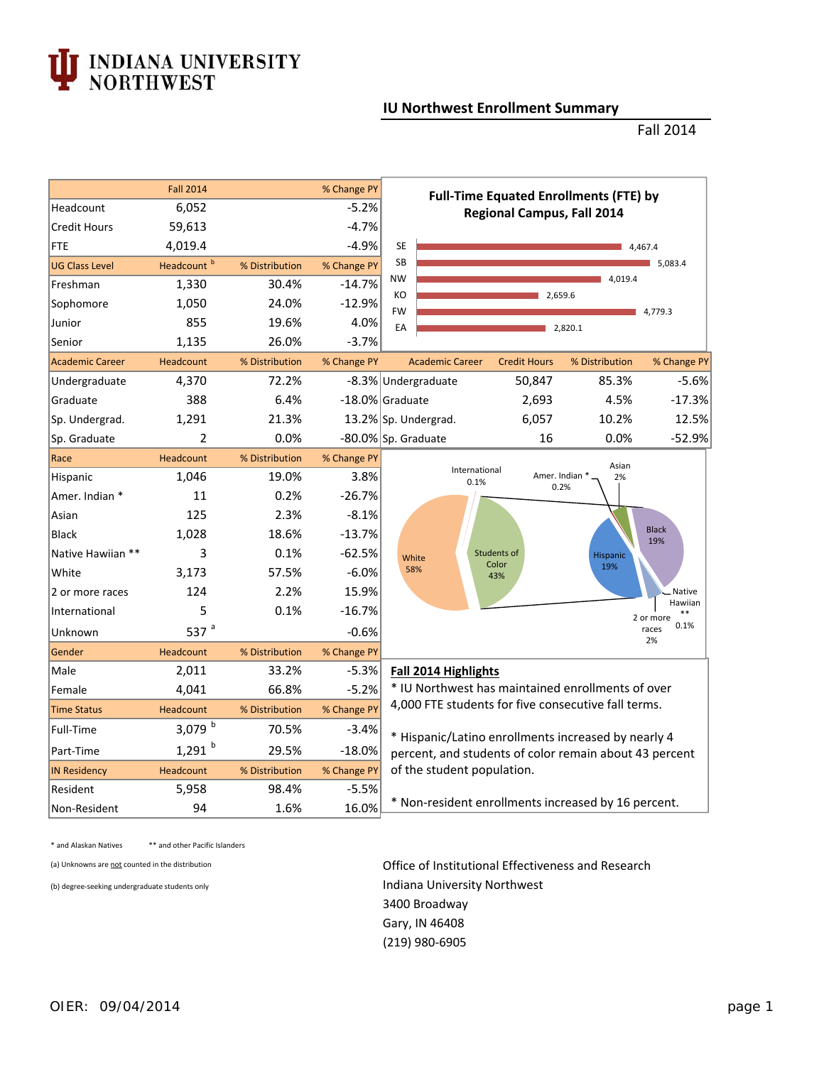# INDIANA UNIVERSITY NORTHWEST

## IU Northwest Enrollment Summary

Fall 2014

| | Fall 2014 | | % Change PY |
|---|---|---|---|
| Headcount | 6,052 | | -5.2% |
| Credit Hours | 59,613 | | -4.7% |
| FTE | 4,019.4 | | -4.9% |
| **UG Class Level** | **Headcount [b]** | **% Distribution** | **% Change PY** |
| Freshman | 1,330 | 30.4% | -14.7% |
| Sophomore | 1,050 | 24.0% | -12.9% |
| Junior | 855 | 19.6% | 4.0% |
| Senior | 1,135 | 26.0% | -3.7% |
| **Academic Career** | **Headcount** | **% Distribution** | **% Change PY** |
| Undergraduate | 4,370 | 72.2% | -8.3% |
| Graduate | 388 | 6.4% | -18.0% |
| Sp. Undergrad. | 1,291 | 21.3% | 13.2% |
| Sp. Graduate | 2 | 0.0% | -80.0% |
| **Race** | **Headcount** | **% Distribution** | **% Change PY** |
| Hispanic | 1,046 | 19.0% | 3.8% |
| Amer. Indian * | 11 | 0.2% | -26.7% |
| Asian | 125 | 2.3% | -8.1% |
| Black | 1,028 | 18.6% | -13.7% |
| Native Hawiian ** | 3 | 0.1% | -62.5% |
| White | 3,173 | 57.5% | -6.0% |
| 2 or more races | 124 | 2.2% | 15.9% |
| International | 5 | 0.1% | -16.7% |
| Unknown | 537 [a] | | -0.6% |
| **Gender** | **Headcount** | **% Distribution** | **% Change PY** |
| Male | 2,011 | 33.2% | -5.3% |
| Female | 4,041 | 66.8% | -5.2% |
| **Time Status** | **Headcount** | **% Distribution** | **% Change PY** |
| Full-Time | 3,079 [b] | 70.5% | -3.4% |
| Part-Time | 1,291 [b] | 29.5% | -18.0% |
| **IN Residency** | **Headcount** | **% Distribution** | **% Change PY** |
| Resident | 5,958 | 98.4% | -5.5% |
| Non-Resident | 94 | 1.6% | 16.0% |

**Full-Time Equated Enrollments (FTE) by Regional Campus, Fall 2014**

| Campus | FTE |
|---|---|
| SE | 4,467.4 |
| SB | 5,083.4 |
| NW | 4,019.4 |
| KO | 2,659.6 |
| FW | 4,779.3 |
| EA | 2,820.1 |

| Academic Career | Credit Hours | % Distribution | % Change PY |
|---|---|---|---|
| Undergraduate | 50,847 | 85.3% | -5.6% |
| Graduate | 2,693 | 4.5% | -17.3% |
| Sp. Undergrad. | 6,057 | 10.2% | 12.5% |
| Sp. Graduate | 16 | 0.0% | -52.9% |

White 58%; Students of Color 43%; International 0.1%; Amer. Indian * 0.2%; Asian 2%; Black 19%; Hispanic 19%; Native Hawiian ** 0.1%; 2 or more races 2%

**Fall 2014 Highlights**

* IU Northwest has maintained enrollments of over 4,000 FTE students for five consecutive fall terms.

* Hispanic/Latino enrollments increased by nearly 4 percent, and students of color remain about 43 percent of the student population.

* Non-resident enrollments increased by 16 percent.

\* and Alaskan Natives  ** and other Pacific Islanders

(a) Unknowns are not counted in the distribution

(b) degree-seeking undergraduate students only

Office of Institutional Effectiveness and Research
Indiana University Northwest
3400 Broadway
Gary, IN 46408
(219) 980-6905

OIER: 09/04/2014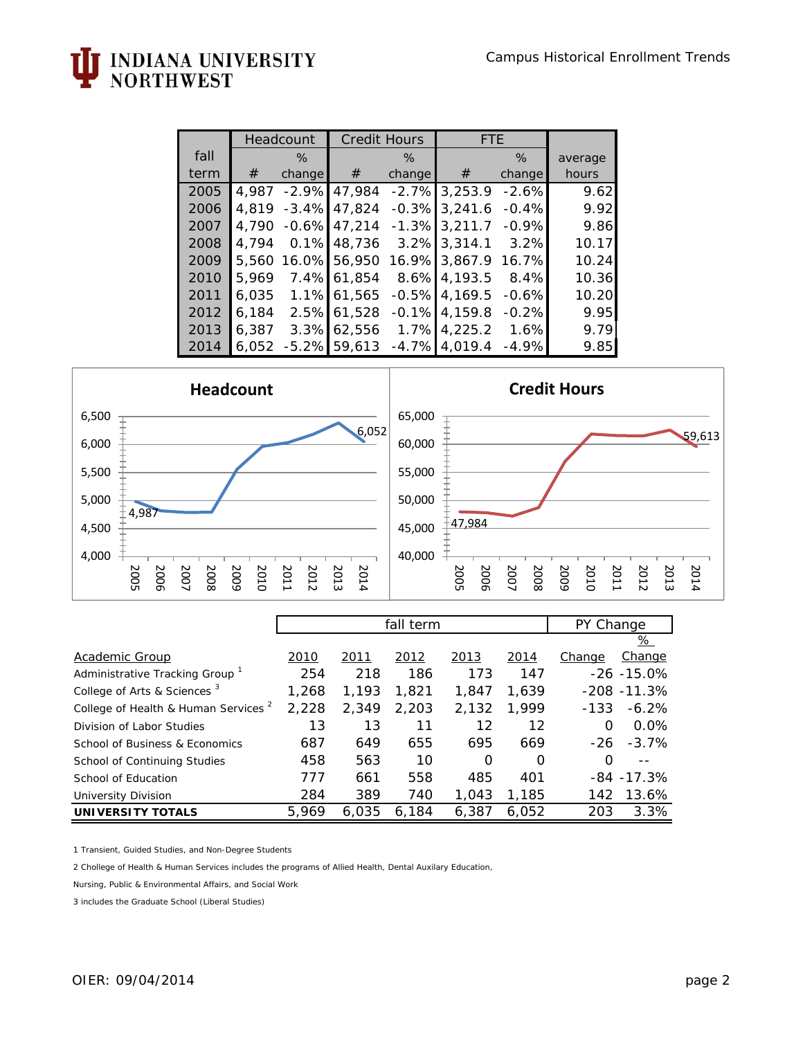Campus Historical Enrollment Trends

| fall term | Headcount # | Headcount % change | Credit Hours # | Credit Hours % change | FTE # | FTE % change | average hours |
|---|---|---|---|---|---|---|---|
| 2005 | 4,987 | -2.9% | 47,984 | -2.7% | 3,253.9 | -2.6% | 9.62 |
| 2006 | 4,819 | -3.4% | 47,824 | -0.3% | 3,241.6 | -0.4% | 9.92 |
| 2007 | 4,790 | -0.6% | 47,214 | -1.3% | 3,211.7 | -0.9% | 9.86 |
| 2008 | 4,794 | 0.1% | 48,736 | 3.2% | 3,314.1 | 3.2% | 10.17 |
| 2009 | 5,560 | 16.0% | 56,950 | 16.9% | 3,867.9 | 16.7% | 10.24 |
| 2010 | 5,969 | 7.4% | 61,854 | 8.6% | 4,193.5 | 8.4% | 10.36 |
| 2011 | 6,035 | 1.1% | 61,565 | -0.5% | 4,169.5 | -0.6% | 10.20 |
| 2012 | 6,184 | 2.5% | 61,528 | -0.1% | 4,159.8 | -0.2% | 9.95 |
| 2013 | 6,387 | 3.3% | 62,556 | 1.7% | 4,225.2 | 1.6% | 9.79 |
| 2014 | 6,052 | -5.2% | 59,613 | -4.7% | 4,019.4 | -4.9% | 9.85 |

**Headcount**

6,500
6,000
5,500
5,000
4,500
4,000
4,987
6,052
2005 2006 2007 2008 2009 2010 2011 2012 2013 2014

**Credit Hours**

65,000
60,000
55,000
50,000
45,000
40,000
47,984
59,613
2005 2006 2007 2008 2009 2010 2011 2012 2013 2014

| Academic Group | fall term 2010 | 2011 | 2012 | 2013 | 2014 | PY Change Change | % Change |
|---|---|---|---|---|---|---|---|
| Administrative Tracking Group [1] | 254 | 218 | 186 | 173 | 147 | -26 | -15.0% |
| College of Arts & Sciences [3] | 1,268 | 1,193 | 1,821 | 1,847 | 1,639 | -208 | -11.3% |
| College of Health & Human Services [2] | 2,228 | 2,349 | 2,203 | 2,132 | 1,999 | -133 | -6.2% |
| Division of Labor Studies | 13 | 13 | 11 | 12 | 12 | 0 | 0.0% |
| School of Business & Economics | 687 | 649 | 655 | 695 | 669 | -26 | -3.7% |
| School of Continuing Studies | 458 | 563 | 10 | 0 | 0 | 0 | -- |
| School of Education | 777 | 661 | 558 | 485 | 401 | -84 | -17.3% |
| University Division | 284 | 389 | 740 | 1,043 | 1,185 | 142 | 13.6% |
| **UNIVERSITY TOTALS** | 5,969 | 6,035 | 6,184 | 6,387 | 6,052 | 203 | 3.3% |

1 Transient, Guided Studies, and Non-Degree Students

2 Chollege of Health & Human Services includes the programs of Allied Health, Dental Auxilary Education, Nursing, Public & Environmental Affairs, and Social Work

3 includes the Graduate School (Liberal Studies)

OIER: 09/04/2014